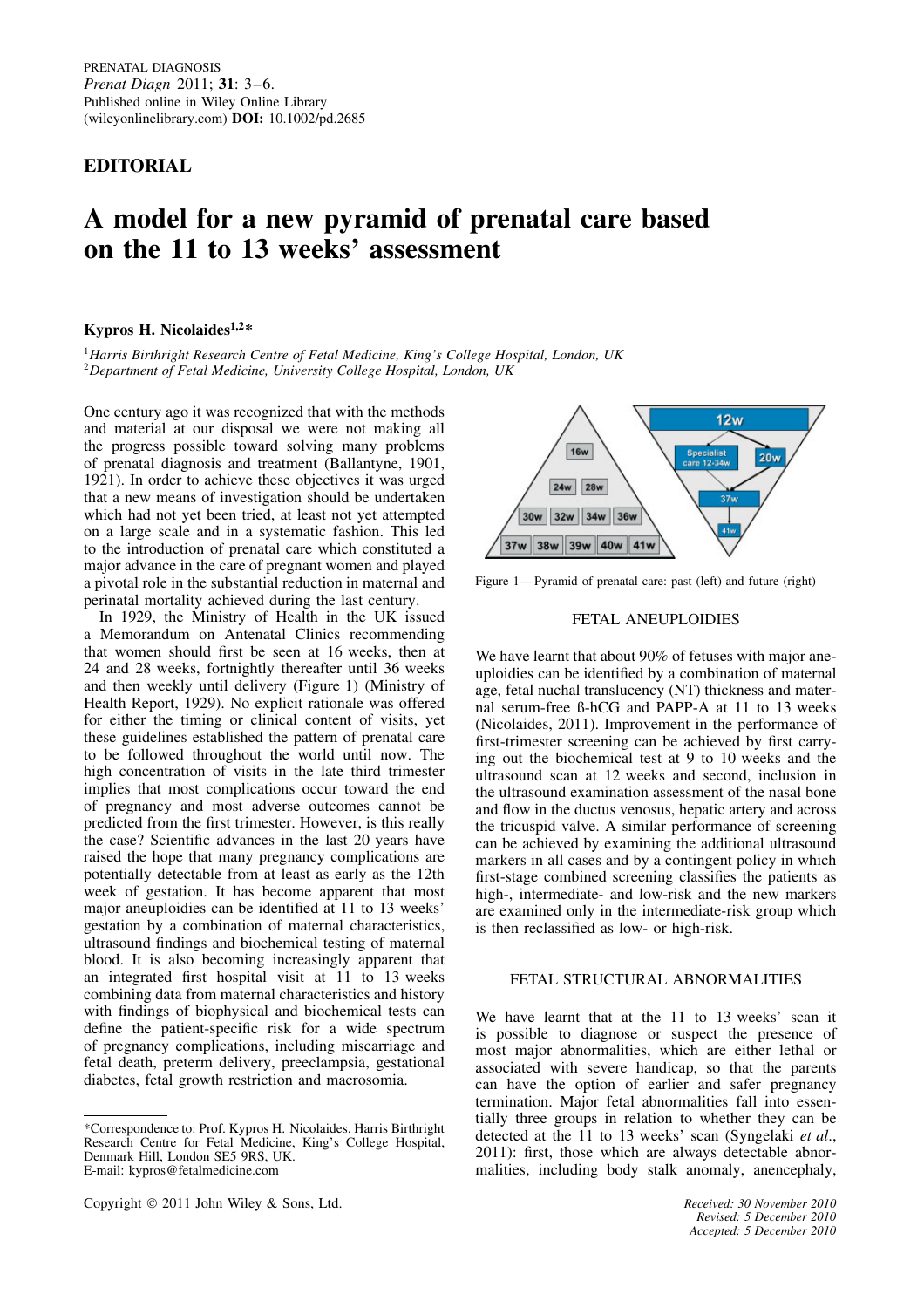## EDITORIAL

# A model for a new pyramid of prenatal care based on the 11 to 13 weeks' assessment

**Kypros H. Nicolaides**[1,2]*

[1]*Harris Birthright Research Centre of Fetal Medicine, King's College Hospital, London, UK*
[2]*Department of Fetal Medicine, University College Hospital, London, UK*

One century ago it was recognized that with the methods and material at our disposal we were not making all the progress possible toward solving many problems of prenatal diagnosis and treatment (Ballantyne, 1901, 1921). In order to achieve these objectives it was urged that a new means of investigation should be undertaken which had not yet been tried, at least not yet attempted on a large scale and in a systematic fashion. This led to the introduction of prenatal care which constituted a major advance in the care of pregnant women and played a pivotal role in the substantial reduction in maternal and perinatal mortality achieved during the last century.

In 1929, the Ministry of Health in the UK issued a Memorandum on Antenatal Clinics recommending that women should first be seen at 16 weeks, then at 24 and 28 weeks, fortnightly thereafter until 36 weeks and then weekly until delivery (Figure 1) (Ministry of Health Report, 1929). No explicit rationale was offered for either the timing or clinical content of visits, yet these guidelines established the pattern of prenatal care to be followed throughout the world until now. The high concentration of visits in the late third trimester implies that most complications occur toward the end of pregnancy and most adverse outcomes cannot be predicted from the first trimester. However, is this really the case? Scientific advances in the last 20 years have raised the hope that many pregnancy complications are potentially detectable from at least as early as the 12th week of gestation. It has become apparent that most major aneuploidies can be identified at 11 to 13 weeks' gestation by a combination of maternal characteristics, ultrasound findings and biochemical testing of maternal blood. It is also becoming increasingly apparent that an integrated first hospital visit at 11 to 13 weeks combining data from maternal characteristics and history with findings of biophysical and biochemical tests can define the patient-specific risk for a wide spectrum of pregnancy complications, including miscarriage and fetal death, preterm delivery, preeclampsia, gestational diabetes, fetal growth restriction and macrosomia.

Figure 1—Pyramid of prenatal care: past (left) and future (right)

## FETAL ANEUPLOIDIES

We have learnt that about 90% of fetuses with major aneuploidies can be identified by a combination of maternal age, fetal nuchal translucency (NT) thickness and maternal serum-free ß-hCG and PAPP-A at 11 to 13 weeks (Nicolaides, 2011). Improvement in the performance of first-trimester screening can be achieved by first carrying out the biochemical test at 9 to 10 weeks and the ultrasound scan at 12 weeks and second, inclusion in the ultrasound examination assessment of the nasal bone and flow in the ductus venosus, hepatic artery and across the tricuspid valve. A similar performance of screening can be achieved by examining the additional ultrasound markers in all cases and by a contingent policy in which first-stage combined screening classifies the patients as high-, intermediate- and low-risk and the new markers are examined only in the intermediate-risk group which is then reclassified as low- or high-risk.

## FETAL STRUCTURAL ABNORMALITIES

We have learnt that at the 11 to 13 weeks' scan it is possible to diagnose or suspect the presence of most major abnormalities, which are either lethal or associated with severe handicap, so that the parents can have the option of earlier and safer pregnancy termination. Major fetal abnormalities fall into essentially three groups in relation to whether they can be detected at the 11 to 13 weeks' scan (Syngelaki *et al.*, 2011): first, those which are always detectable abnormalities, including body stalk anomaly, anencephaly,

*Correspondence to: Prof. Kypros H. Nicolaides, Harris Birthright Research Centre for Fetal Medicine, King's College Hospital, Denmark Hill, London SE5 9RS, UK.
E-mail: kypros@fetalmedicine.com

Copyright © 2011 John Wiley & Sons, Ltd.

*Received: 30 November 2010*
*Revised: 5 December 2010*
*Accepted: 5 December 2010*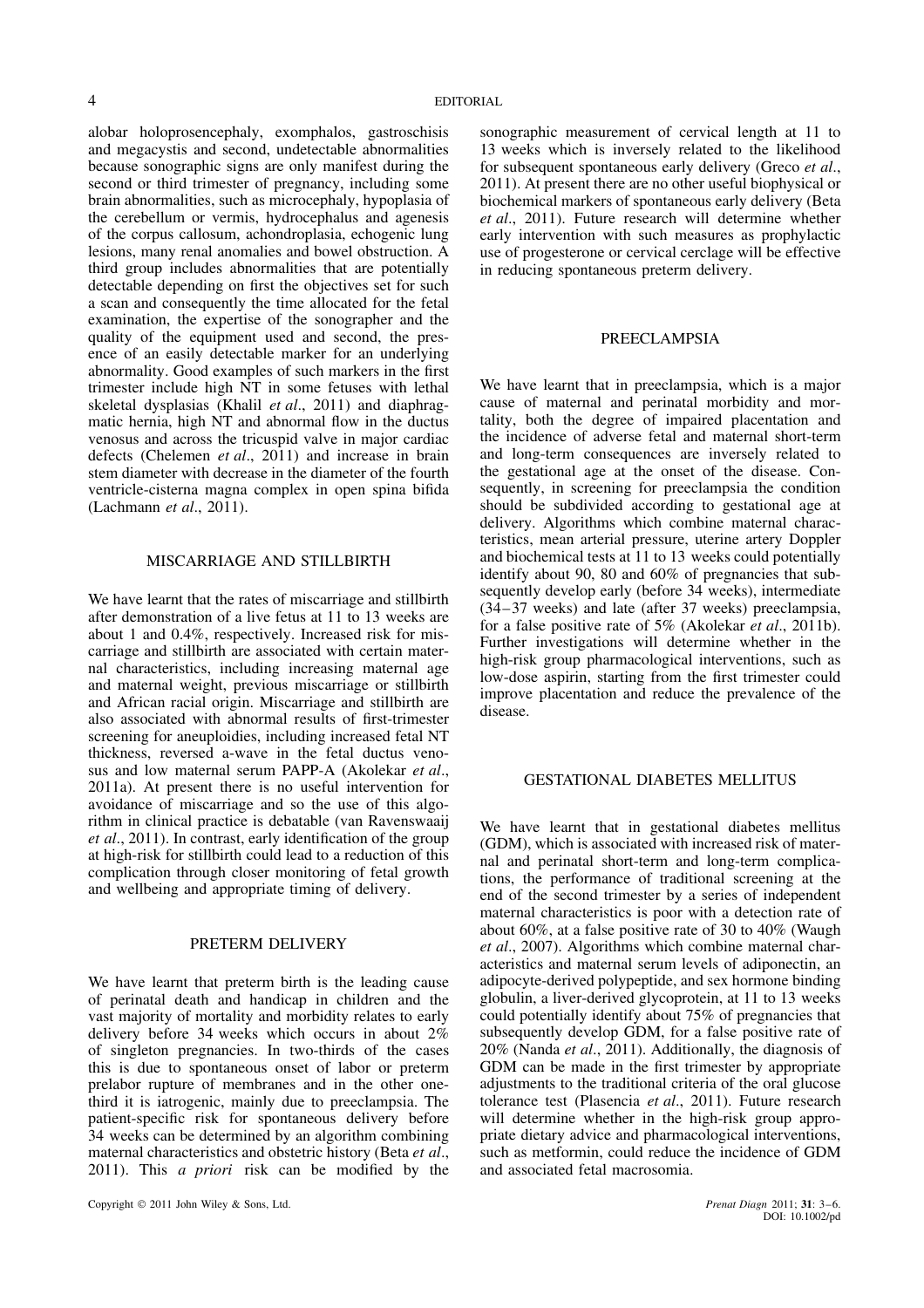alobar holoprosencephaly, exomphalos, gastroschisis and megacystis and second, undetectable abnormalities because sonographic signs are only manifest during the second or third trimester of pregnancy, including some brain abnormalities, such as microcephaly, hypoplasia of the cerebellum or vermis, hydrocephalus and agenesis of the corpus callosum, achondroplasia, echogenic lung lesions, many renal anomalies and bowel obstruction. A third group includes abnormalities that are potentially detectable depending on first the objectives set for such a scan and consequently the time allocated for the fetal examination, the expertise of the sonographer and the quality of the equipment used and second, the presence of an easily detectable marker for an underlying abnormality. Good examples of such markers in the first trimester include high NT in some fetuses with lethal skeletal dysplasias (Khalil *et al*., 2011) and diaphragmatic hernia, high NT and abnormal flow in the ductus venosus and across the tricuspid valve in major cardiac defects (Chelemen *et al*., 2011) and increase in brain stem diameter with decrease in the diameter of the fourth ventricle-cisterna magna complex in open spina bifida (Lachmann *et al*., 2011).

## MISCARRIAGE AND STILLBIRTH

We have learnt that the rates of miscarriage and stillbirth after demonstration of a live fetus at 11 to 13 weeks are about 1 and 0.4%, respectively. Increased risk for miscarriage and stillbirth are associated with certain maternal characteristics, including increasing maternal age and maternal weight, previous miscarriage or stillbirth and African racial origin. Miscarriage and stillbirth are also associated with abnormal results of first-trimester screening for aneuploidies, including increased fetal NT thickness, reversed a-wave in the fetal ductus venosus and low maternal serum PAPP-A (Akolekar *et al*., 2011a). At present there is no useful intervention for avoidance of miscarriage and so the use of this algorithm in clinical practice is debatable (van Ravenswaaij *et al*., 2011). In contrast, early identification of the group at high-risk for stillbirth could lead to a reduction of this complication through closer monitoring of fetal growth and wellbeing and appropriate timing of delivery.

## PRETERM DELIVERY

We have learnt that preterm birth is the leading cause of perinatal death and handicap in children and the vast majority of mortality and morbidity relates to early delivery before 34 weeks which occurs in about 2% of singleton pregnancies. In two-thirds of the cases this is due to spontaneous onset of labor or preterm prelabor rupture of membranes and in the other one-third it is iatrogenic, mainly due to preeclampsia. The patient-specific risk for spontaneous delivery before 34 weeks can be determined by an algorithm combining maternal characteristics and obstetric history (Beta *et al*., 2011). This *a priori* risk can be modified by the sonographic measurement of cervical length at 11 to 13 weeks which is inversely related to the likelihood for subsequent spontaneous early delivery (Greco *et al*., 2011). At present there are no other useful biophysical or biochemical markers of spontaneous early delivery (Beta *et al*., 2011). Future research will determine whether early intervention with such measures as prophylactic use of progesterone or cervical cerclage will be effective in reducing spontaneous preterm delivery.

## PREECLAMPSIA

We have learnt that in preeclampsia, which is a major cause of maternal and perinatal morbidity and mortality, both the degree of impaired placentation and the incidence of adverse fetal and maternal short-term and long-term consequences are inversely related to the gestational age at the onset of the disease. Consequently, in screening for preeclampsia the condition should be subdivided according to gestational age at delivery. Algorithms which combine maternal characteristics, mean arterial pressure, uterine artery Doppler and biochemical tests at 11 to 13 weeks could potentially identify about 90, 80 and 60% of pregnancies that subsequently develop early (before 34 weeks), intermediate (34–37 weeks) and late (after 37 weeks) preeclampsia, for a false positive rate of 5% (Akolekar *et al*., 2011b). Further investigations will determine whether in the high-risk group pharmacological interventions, such as low-dose aspirin, starting from the first trimester could improve placentation and reduce the prevalence of the disease.

## GESTATIONAL DIABETES MELLITUS

We have learnt that in gestational diabetes mellitus (GDM), which is associated with increased risk of maternal and perinatal short-term and long-term complications, the performance of traditional screening at the end of the second trimester by a series of independent maternal characteristics is poor with a detection rate of about 60%, at a false positive rate of 30 to 40% (Waugh *et al*., 2007). Algorithms which combine maternal characteristics and maternal serum levels of adiponectin, an adipocyte-derived polypeptide, and sex hormone binding globulin, a liver-derived glycoprotein, at 11 to 13 weeks could potentially identify about 75% of pregnancies that subsequently develop GDM, for a false positive rate of 20% (Nanda *et al*., 2011). Additionally, the diagnosis of GDM can be made in the first trimester by appropriate adjustments to the traditional criteria of the oral glucose tolerance test (Plasencia *et al*., 2011). Future research will determine whether in the high-risk group appropriate dietary advice and pharmacological interventions, such as metformin, could reduce the incidence of GDM and associated fetal macrosomia.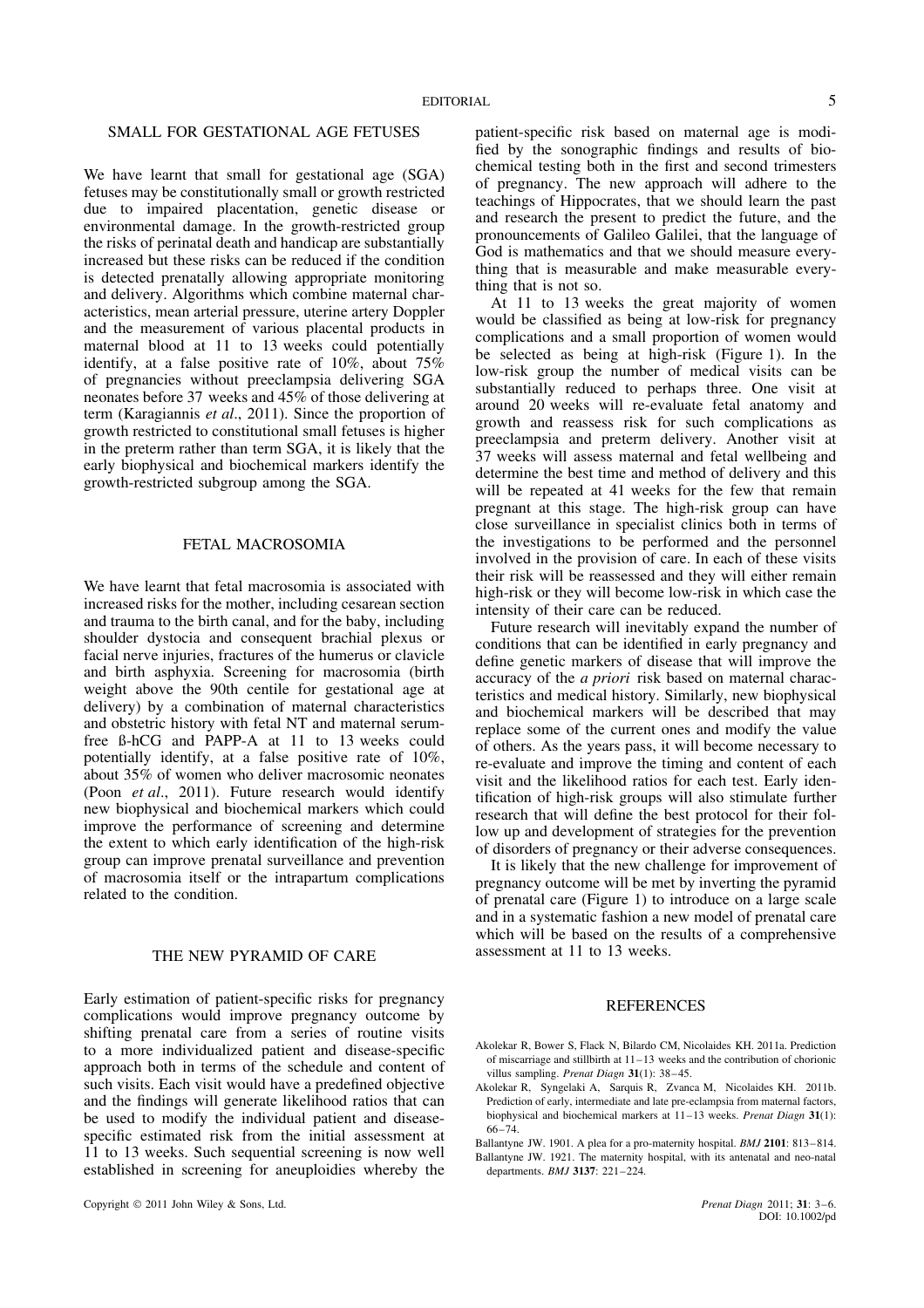## SMALL FOR GESTATIONAL AGE FETUSES

We have learnt that small for gestational age (SGA) fetuses may be constitutionally small or growth restricted due to impaired placentation, genetic disease or environmental damage. In the growth-restricted group the risks of perinatal death and handicap are substantially increased but these risks can be reduced if the condition is detected prenatally allowing appropriate monitoring and delivery. Algorithms which combine maternal characteristics, mean arterial pressure, uterine artery Doppler and the measurement of various placental products in maternal blood at 11 to 13 weeks could potentially identify, at a false positive rate of 10%, about 75% of pregnancies without preeclampsia delivering SGA neonates before 37 weeks and 45% of those delivering at term (Karagiannis *et al*., 2011). Since the proportion of growth restricted to constitutional small fetuses is higher in the preterm rather than term SGA, it is likely that the early biophysical and biochemical markers identify the growth-restricted subgroup among the SGA.

## FETAL MACROSOMIA

We have learnt that fetal macrosomia is associated with increased risks for the mother, including cesarean section and trauma to the birth canal, and for the baby, including shoulder dystocia and consequent brachial plexus or facial nerve injuries, fractures of the humerus or clavicle and birth asphyxia. Screening for macrosomia (birth weight above the 90th centile for gestational age at delivery) by a combination of maternal characteristics and obstetric history with fetal NT and maternal serum-free ß-hCG and PAPP-A at 11 to 13 weeks could potentially identify, at a false positive rate of 10%, about 35% of women who deliver macrosomic neonates (Poon *et al*., 2011). Future research would identify new biophysical and biochemical markers which could improve the performance of screening and determine the extent to which early identification of the high-risk group can improve prenatal surveillance and prevention of macrosomia itself or the intrapartum complications related to the condition.

## THE NEW PYRAMID OF CARE

Early estimation of patient-specific risks for pregnancy complications would improve pregnancy outcome by shifting prenatal care from a series of routine visits to a more individualized patient and disease-specific approach both in terms of the schedule and content of such visits. Each visit would have a predefined objective and the findings will generate likelihood ratios that can be used to modify the individual patient and disease-specific estimated risk from the initial assessment at 11 to 13 weeks. Such sequential screening is now well established in screening for aneuploidies whereby the patient-specific risk based on maternal age is modified by the sonographic findings and results of biochemical testing both in the first and second trimesters of pregnancy. The new approach will adhere to the teachings of Hippocrates, that we should learn the past and research the present to predict the future, and the pronouncements of Galileo Galilei, that the language of God is mathematics and that we should measure everything that is measurable and make measurable everything that is not so.

At 11 to 13 weeks the great majority of women would be classified as being at low-risk for pregnancy complications and a small proportion of women would be selected as being at high-risk (Figure 1). In the low-risk group the number of medical visits can be substantially reduced to perhaps three. One visit at around 20 weeks will re-evaluate fetal anatomy and growth and reassess risk for such complications as preeclampsia and preterm delivery. Another visit at 37 weeks will assess maternal and fetal wellbeing and determine the best time and method of delivery and this will be repeated at 41 weeks for the few that remain pregnant at this stage. The high-risk group can have close surveillance in specialist clinics both in terms of the investigations to be performed and the personnel involved in the provision of care. In each of these visits their risk will be reassessed and they will either remain high-risk or they will become low-risk in which case the intensity of their care can be reduced.

Future research will inevitably expand the number of conditions that can be identified in early pregnancy and define genetic markers of disease that will improve the accuracy of the *a priori* risk based on maternal characteristics and medical history. Similarly, new biophysical and biochemical markers will be described that may replace some of the current ones and modify the value of others. As the years pass, it will become necessary to re-evaluate and improve the timing and content of each visit and the likelihood ratios for each test. Early identification of high-risk groups will also stimulate further research that will define the best protocol for their follow up and development of strategies for the prevention of disorders of pregnancy or their adverse consequences.

It is likely that the new challenge for improvement of pregnancy outcome will be met by inverting the pyramid of prenatal care (Figure 1) to introduce on a large scale and in a systematic fashion a new model of prenatal care which will be based on the results of a comprehensive assessment at 11 to 13 weeks.

## REFERENCES

Akolekar R, Bower S, Flack N, Bilardo CM, Nicolaides KH. 2011a. Prediction of miscarriage and stillbirth at 11–13 weeks and the contribution of chorionic villus sampling. *Prenat Diagn* **31**(1): 38–45.

Akolekar R, Syngelaki A, Sarquis R, Zvanca M, Nicolaides KH. 2011b. Prediction of early, intermediate and late pre-eclampsia from maternal factors, biophysical and biochemical markers at 11–13 weeks. *Prenat Diagn* **31**(1): 66–74.

Ballantyne JW. 1901. A plea for a pro-maternity hospital. *BMJ* **2101**: 813–814.

Ballantyne JW. 1921. The maternity hospital, with its antenatal and neo-natal departments. *BMJ* **3137**: 221–224.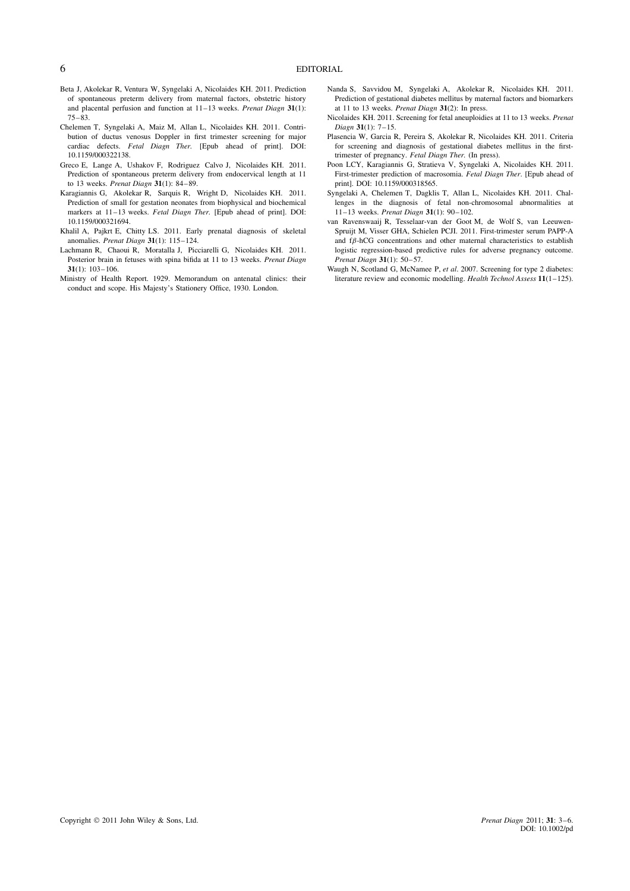Beta J, Akolekar R, Ventura W, Syngelaki A, Nicolaides KH. 2011. Prediction of spontaneous preterm delivery from maternal factors, obstetric history and placental perfusion and function at 11–13 weeks. *Prenat Diagn* **31**(1): 75–83.

Chelemen T, Syngelaki A, Maiz M, Allan L, Nicolaides KH. 2011. Contribution of ductus venosus Doppler in first trimester screening for major cardiac defects. *Fetal Diagn Ther.* [Epub ahead of print]. DOI: 10.1159/000322138.

Greco E, Lange A, Ushakov F, Rodriguez Calvo J, Nicolaides KH. 2011. Prediction of spontaneous preterm delivery from endocervical length at 11 to 13 weeks. *Prenat Diagn* **31**(1): 84–89.

Karagiannis G, Akolekar R, Sarquis R, Wright D, Nicolaides KH. 2011. Prediction of small for gestation neonates from biophysical and biochemical markers at 11–13 weeks. *Fetal Diagn Ther.* [Epub ahead of print]. DOI: 10.1159/000321694.

Khalil A, Pajkrt E, Chitty LS. 2011. Early prenatal diagnosis of skeletal anomalies. *Prenat Diagn* **31**(1): 115–124.

Lachmann R, Chaoui R, Moratalla J, Picciarelli G, Nicolaides KH. 2011. Posterior brain in fetuses with spina bifida at 11 to 13 weeks. *Prenat Diagn* **31**(1): 103–106.

Ministry of Health Report. 1929. Memorandum on antenatal clinics: their conduct and scope. His Majesty's Stationery Office, 1930. London.

Nanda S, Savvidou M, Syngelaki A, Akolekar R, Nicolaides KH. 2011. Prediction of gestational diabetes mellitus by maternal factors and biomarkers at 11 to 13 weeks. *Prenat Diagn* **31**(2): In press.

Nicolaides KH. 2011. Screening for fetal aneuploidies at 11 to 13 weeks. *Prenat Diagn* **31**(1): 7–15.

Plasencia W, Garcia R, Pereira S, Akolekar R, Nicolaides KH. 2011. Criteria for screening and diagnosis of gestational diabetes mellitus in the first-trimester of pregnancy. *Fetal Diagn Ther.* (In press).

Poon LCY, Karagiannis G, Stratieva V, Syngelaki A, Nicolaides KH. 2011. First-trimester prediction of macrosomia. *Fetal Diagn Ther*. [Epub ahead of print]. DOI: 10.1159/000318565.

Syngelaki A, Chelemen T, Dagklis T, Allan L, Nicolaides KH. 2011. Challenges in the diagnosis of fetal non-chromosomal abnormalities at 11–13 weeks. *Prenat Diagn* **31**(1): 90–102.

van Ravenswaaij R, Tesselaar-van der Goot M, de Wolf S, van Leeuwen-Spruijt M, Visser GHA, Schielen PCJI. 2011. First-trimester serum PAPP-A and f$\beta$-hCG concentrations and other maternal characteristics to establish logistic regression-based predictive rules for adverse pregnancy outcome. *Prenat Diagn* **31**(1): 50–57.

Waugh N, Scotland G, McNamee P, *et al*. 2007. Screening for type 2 diabetes: literature review and economic modelling. *Health Technol Assess* **11**(1–125).